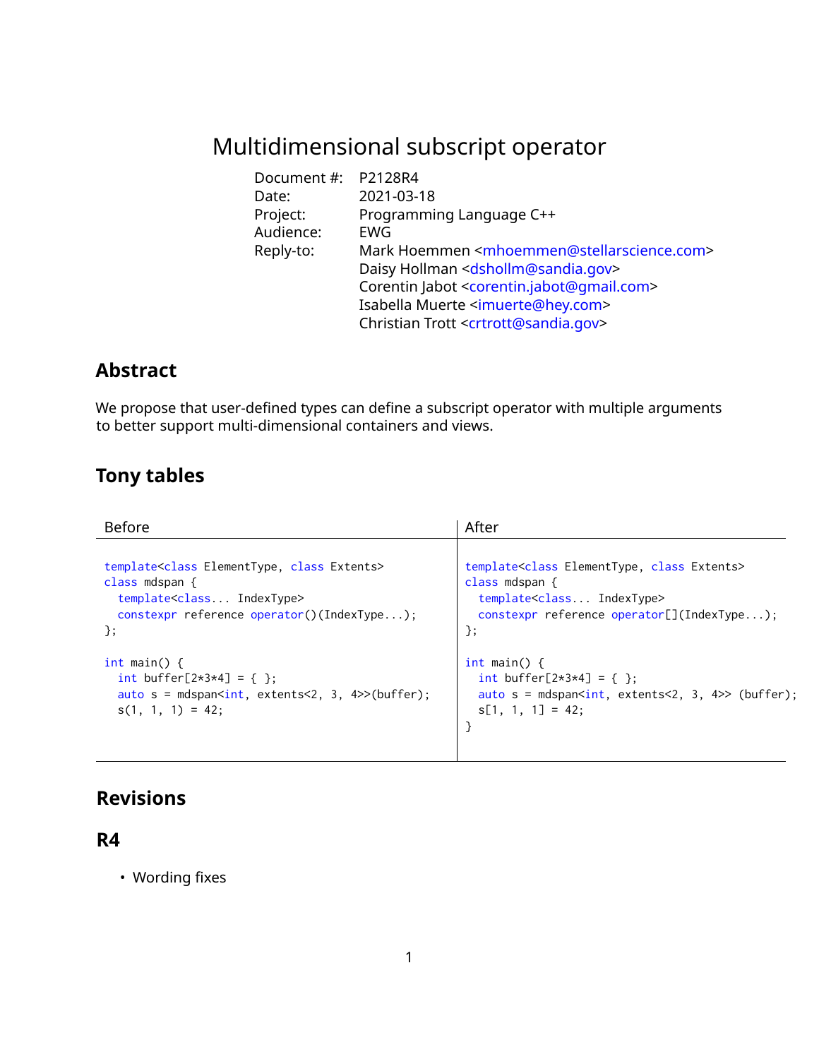# Multidimensional subscript operator

| | |
|---|---|
| Document #: | P2128R4 |
| Date: | 2021-03-18 |
| Project: | Programming Language C++ |
| Audience: | EWG |
| Reply-to: | Mark Hoemmen <mhoemmen@stellarscience.com> |
| | Daisy Hollman <dshollm@sandia.gov> |
| | Corentin Jabot <corentin.jabot@gmail.com> |
| | Isabella Muerte <imuerte@hey.com> |
| | Christian Trott <crtrott@sandia.gov> |

## Abstract

We propose that user-defined types can define a subscript operator with multiple arguments to better support multi-dimensional containers and views.

## Tony tables

Before

```
template<class ElementType, class Extents>
class mdspan {
  template<class... IndexType>
  constexpr reference operator()(IndexType...);
};

int main() {
  int buffer[2*3*4] = { };
  auto s = mdspan<int, extents<2, 3, 4>>(buffer);
  s(1, 1, 1) = 42;
```

After

```
template<class ElementType, class Extents>
class mdspan {
  template<class... IndexType>
  constexpr reference operator[](IndexType...);
};

int main() {
  int buffer[2*3*4] = { };
  auto s = mdspan<int, extents<2, 3, 4>> (buffer);
  s[1, 1, 1] = 42;
}
```

## Revisions

## R4

- Wording fixes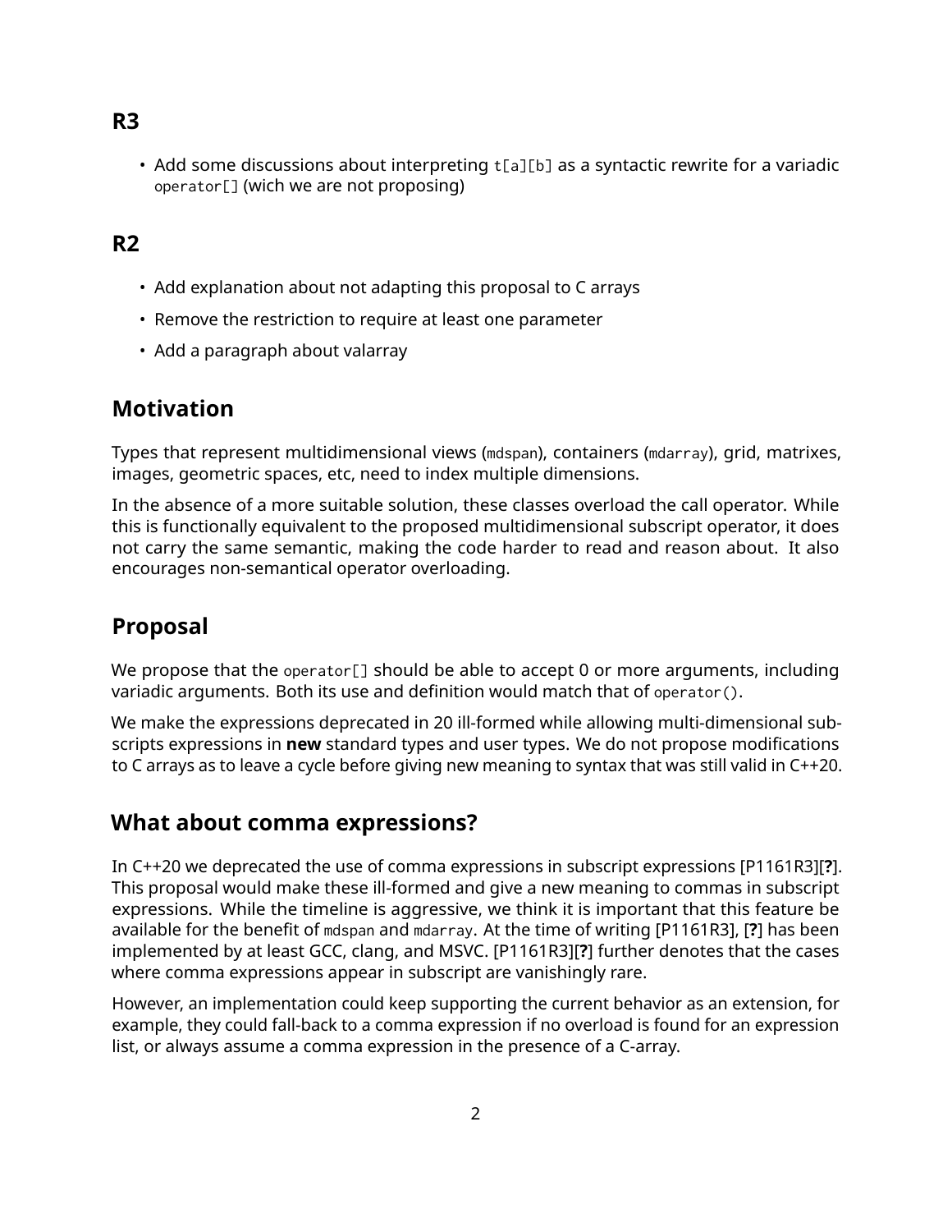## R3

- Add some discussions about interpreting `t[a][b]` as a syntactic rewrite for a variadic `operator[]` (wich we are not proposing)

## R2

- Add explanation about not adapting this proposal to C arrays
- Remove the restriction to require at least one parameter
- Add a paragraph about valarray

# Motivation

Types that represent multidimensional views (`mdspan`), containers (`mdarray`), grid, matrixes, images, geometric spaces, etc, need to index multiple dimensions.

In the absence of a more suitable solution, these classes overload the call operator. While this is functionally equivalent to the proposed multidimensional subscript operator, it does not carry the same semantic, making the code harder to read and reason about. It also encourages non-semantical operator overloading.

# Proposal

We propose that the `operator[]` should be able to accept 0 or more arguments, including variadic arguments. Both its use and definition would match that of `operator()`.

We make the expressions deprecated in 20 ill-formed while allowing multi-dimensional subscripts expressions in **new** standard types and user types. We do not propose modifications to C arrays as to leave a cycle before giving new meaning to syntax that was still valid in C++20.

# What about comma expressions?

In C++20 we deprecated the use of comma expressions in subscript expressions [P1161R3][**?**]. This proposal would make these ill-formed and give a new meaning to commas in subscript expressions. While the timeline is aggressive, we think it is important that this feature be available for the benefit of `mdspan` and `mdarray`. At the time of writing [P1161R3], [**?**] has been implemented by at least GCC, clang, and MSVC. [P1161R3][**?**] further denotes that the cases where comma expressions appear in subscript are vanishingly rare.

However, an implementation could keep supporting the current behavior as an extension, for example, they could fall-back to a comma expression if no overload is found for an expression list, or always assume a comma expression in the presence of a C-array.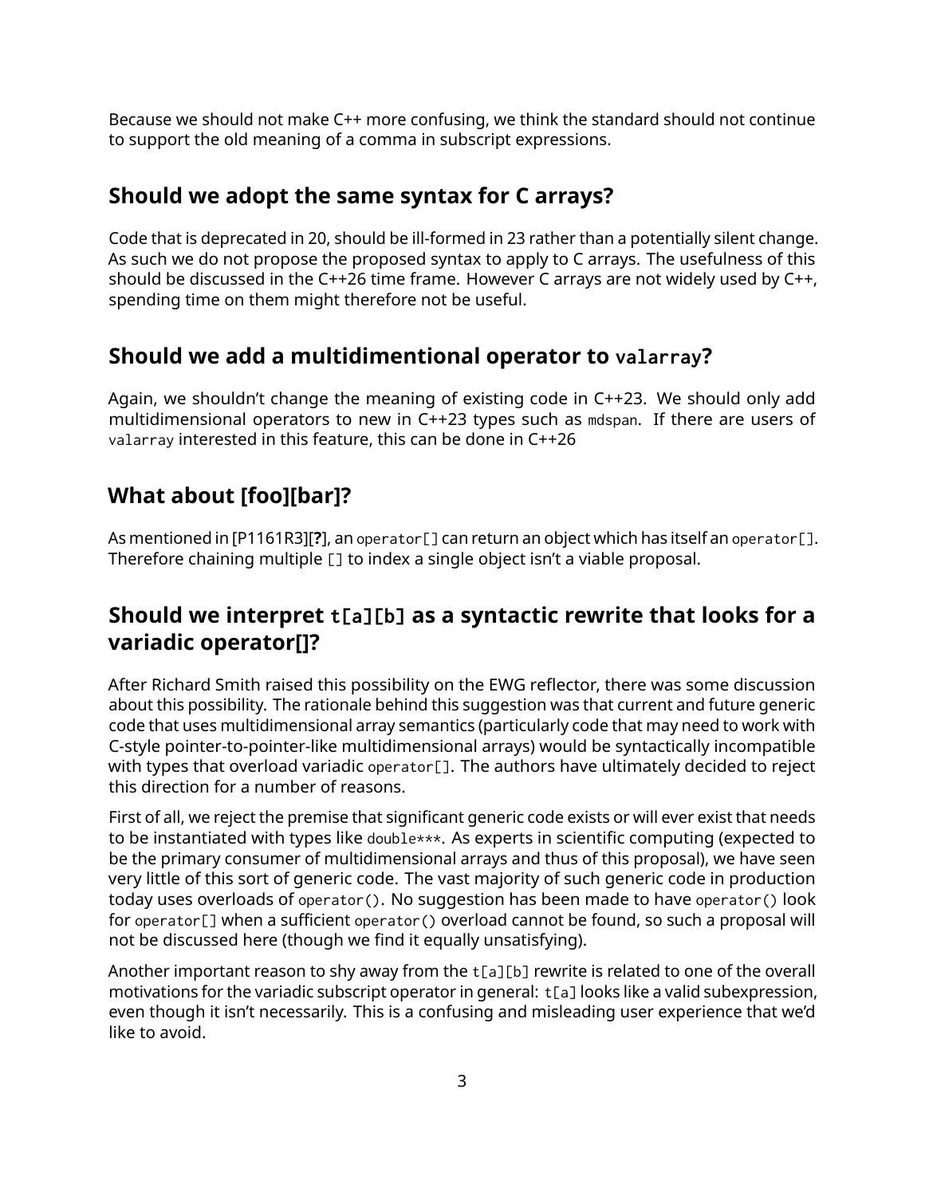Because we should not make C++ more confusing, we think the standard should not continue to support the old meaning of a comma in subscript expressions.

## Should we adopt the same syntax for C arrays?

Code that is deprecated in 20, should be ill-formed in 23 rather than a potentially silent change. As such we do not propose the proposed syntax to apply to C arrays. The usefulness of this should be discussed in the C++26 time frame. However C arrays are not widely used by C++, spending time on them might therefore not be useful.

## Should we add a multidimentional operator to `valarray`?

Again, we shouldn't change the meaning of existing code in C++23. We should only add multidimensional operators to new in C++23 types such as `mdspan`. If there are users of `valarray` interested in this feature, this can be done in C++26

## What about [foo][bar]?

As mentioned in [P1161R3][**?**], an `operator[]` can return an object which has itself an `operator[]`. Therefore chaining multiple `[]` to index a single object isn't a viable proposal.

## Should we interpret `t[a][b]` as a syntactic rewrite that looks for a variadic operator[]?

After Richard Smith raised this possibility on the EWG reflector, there was some discussion about this possibility. The rationale behind this suggestion was that current and future generic code that uses multidimensional array semantics (particularly code that may need to work with C-style pointer-to-pointer-like multidimensional arrays) would be syntactically incompatible with types that overload variadic `operator[]`. The authors have ultimately decided to reject this direction for a number of reasons.

First of all, we reject the premise that significant generic code exists or will ever exist that needs to be instantiated with types like `double***`. As experts in scientific computing (expected to be the primary consumer of multidimensional arrays and thus of this proposal), we have seen very little of this sort of generic code. The vast majority of such generic code in production today uses overloads of `operator()`. No suggestion has been made to have `operator()` look for `operator[]` when a sufficient `operator()` overload cannot be found, so such a proposal will not be discussed here (though we find it equally unsatisfying).

Another important reason to shy away from the `t[a][b]` rewrite is related to one of the overall motivations for the variadic subscript operator in general: `t[a]` looks like a valid subexpression, even though it isn't necessarily. This is a confusing and misleading user experience that we'd like to avoid.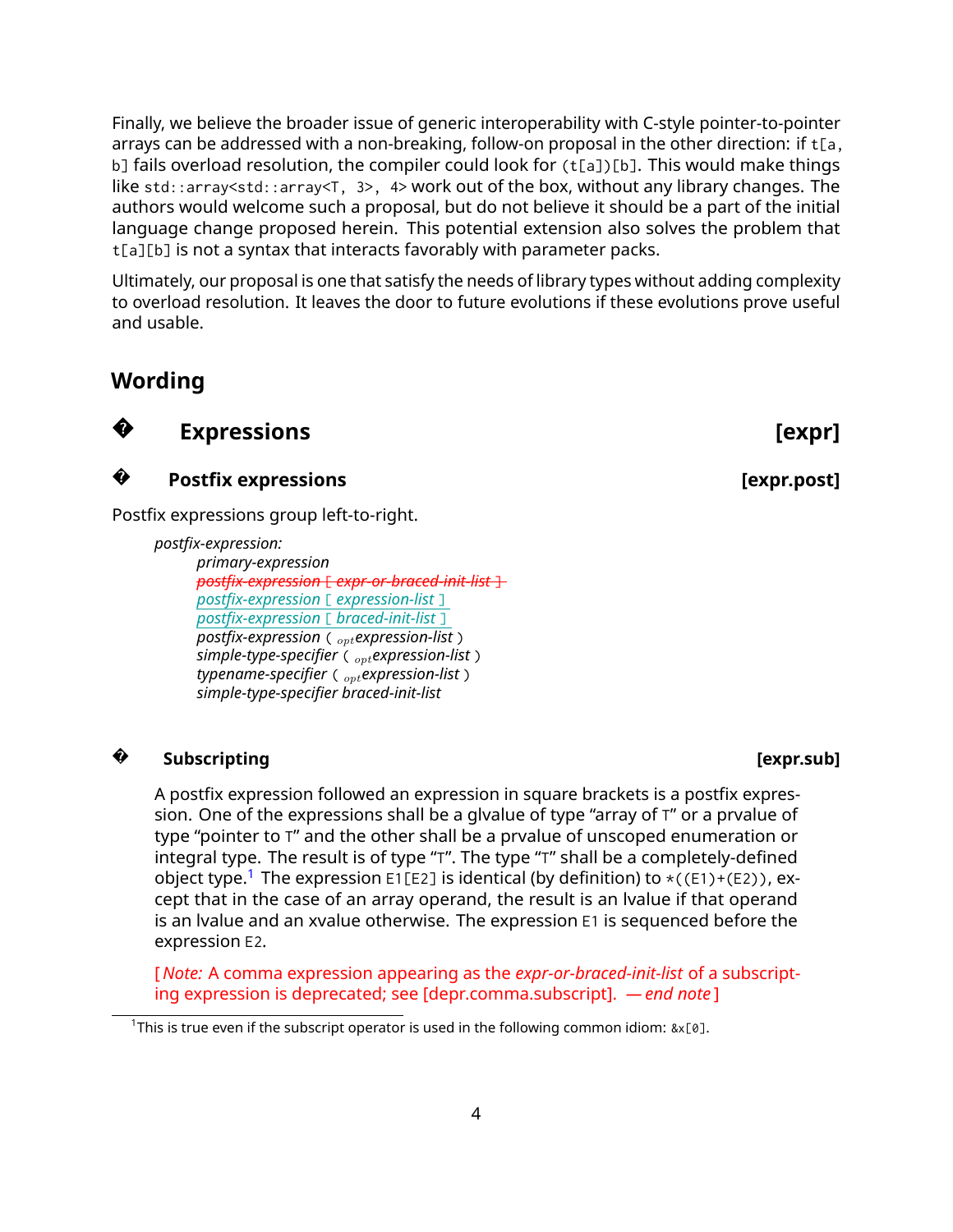Finally, we believe the broader issue of generic interoperability with C-style pointer-to-pointer arrays can be addressed with a non-breaking, follow-on proposal in the other direction: if `t[a, b]` fails overload resolution, the compiler could look for `(t[a])[b]`. This would make things like `std::array<std::array<T, 3>, 4>` work out of the box, without any library changes. The authors would welcome such a proposal, but do not believe it should be a part of the initial language change proposed herein. This potential extension also solves the problem that `t[a][b]` is not a syntax that interacts favorably with parameter packs.

Ultimately, our proposal is one that satisfy the needs of library types without adding complexity to overload resolution. It leaves the door to future evolutions if these evolutions prove useful and usable.

## Wording

### � Expressions [expr]

#### � Postfix expressions [expr.post]

Postfix expressions group left-to-right.

*postfix-expression:*
  *primary-expression*
  ~~*postfix-expression* [ *expr-or-braced-init-list* ]~~
  *postfix-expression* [ *expression-list* ]
  *postfix-expression* [ *braced-init-list* ]
  *postfix-expression* ( *expression-list*$_{opt}$ )
  *simple-type-specifier* ( *expression-list*$_{opt}$ )
  *typename-specifier* ( *expression-list*$_{opt}$ )
  *simple-type-specifier braced-init-list*

#### � Subscripting [expr.sub]

A postfix expression followed an expression in square brackets is a postfix expression. One of the expressions shall be a glvalue of type “array of `T`” or a prvalue of type “pointer to `T`” and the other shall be a prvalue of unscoped enumeration or integral type. The result is of type “`T`”. The type “`T`” shall be a completely-defined object type.[1] The expression `E1[E2]` is identical (by definition) to `*((E1)+(E2))`, except that in the case of an array operand, the result is an lvalue if that operand is an lvalue and an xvalue otherwise. The expression `E1` is sequenced before the expression `E2`.

~~[ *Note:* A comma expression appearing as the *expr-or-braced-init-list* of a subscripting expression is deprecated; see [depr.comma.subscript]. — *end note* ]~~

[1] This is true even if the subscript operator is used in the following common idiom: `&x[0]`.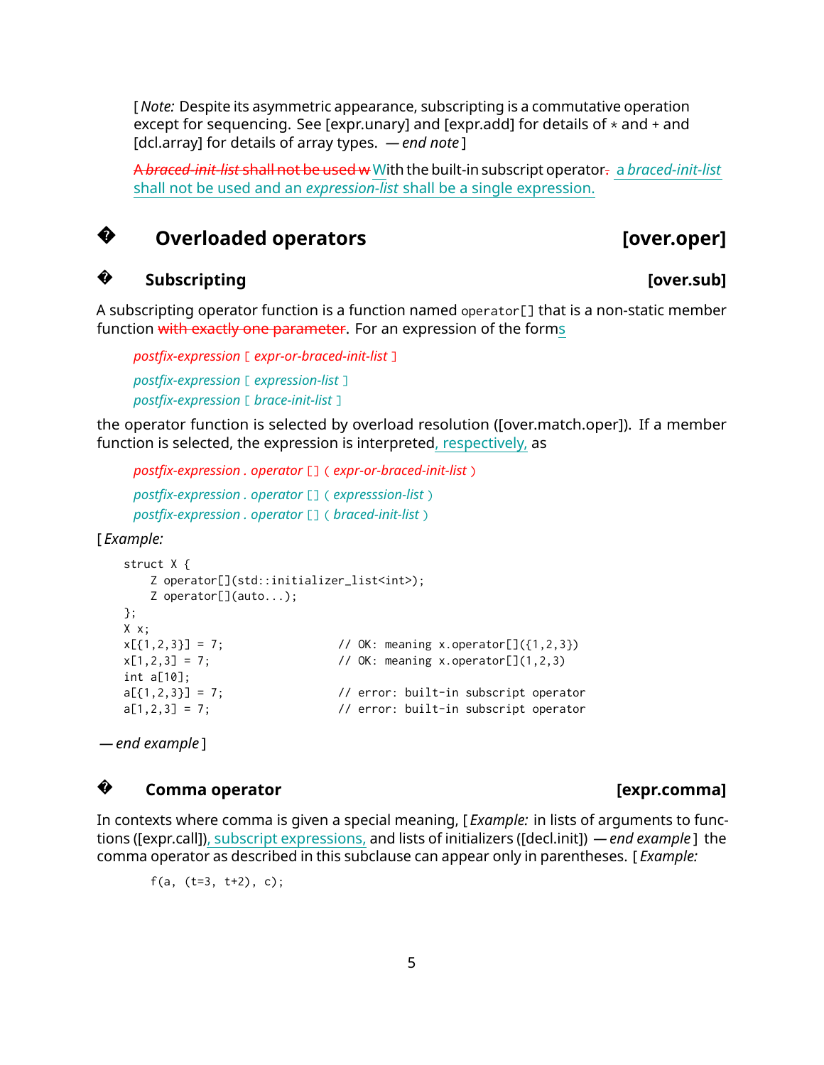[ *Note:* Despite its asymmetric appearance, subscripting is a commutative operation except for sequencing. See [expr.unary] and [expr.add] for details of * and + and [dcl.array] for details of array types. — *end note* ]

~~A *braced-init-list* shall not be used w~~With the built-in subscript operator~~.~~ a *braced-init-list* shall not be used and an *expression-list* shall be a single expression.

# � Overloaded operators [over.oper]

## � Subscripting [over.sub]

A subscripting operator function is a function named `operator[]` that is a non-static member function ~~with exactly one parameter~~. For an expression of the forms

~~*postfix-expression* `[` *expr-or-braced-init-list* `]`~~

*postfix-expression* `[` *expression-list* `]`

*postfix-expression* `[` *brace-init-list* `]`

the operator function is selected by overload resolution ([over.match.oper]). If a member function is selected, the expression is interpreted, respectively, as

~~*postfix-expression* . *operator* `[]` `(` *expr-or-braced-init-list* `)`~~

*postfix-expression* . *operator* `[]` `(` *expresssion-list* `)`

*postfix-expression* . *operator* `[]` `(` *braced-init-list* `)`

[ *Example:*

```
struct X {
    Z operator[](std::initializer_list<int>);
    Z operator[](auto...);
};
X x;
x[{1,2,3}] = 7;               // OK: meaning x.operator[]({1,2,3})
x[1,2,3] = 7;                 // OK: meaning x.operator[](1,2,3)
int a[10];
a[{1,2,3}] = 7;               // error: built-in subscript operator
a[1,2,3] = 7;                 // error: built-in subscript operator
```

— *end example* ]

## � Comma operator [expr.comma]

In contexts where comma is given a special meaning, [ *Example:* in lists of arguments to functions ([expr.call]), subscript expressions, and lists of initializers ([decl.init]) — *end example* ] the comma operator as described in this subclause can appear only in parentheses. [ *Example:*

```
f(a, (t=3, t+2), c);
```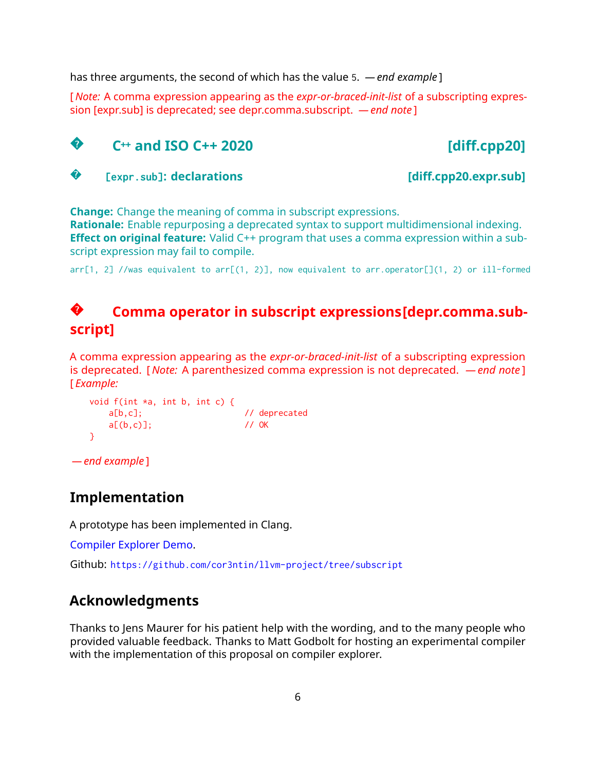has three arguments, the second of which has the value 5. *— end example* ]

[ *Note:* A comma expression appearing as the *expr-or-braced-init-list* of a subscripting expression [expr.sub] is deprecated; see depr.comma.subscript. *— end note* ]

## � C++ and ISO C++ 2020 [diff.cpp20]

### � [expr.sub]: declarations [diff.cpp20.expr.sub]

**Change:** Change the meaning of comma in subscript expressions.
**Rationale:** Enable repurposing a deprecated syntax to support multidimensional indexing.
**Effect on original feature:** Valid C++ program that uses a comma expression within a subscript expression may fail to compile.

```
arr[1, 2] //was equivalent to arr[(1, 2)], now equivalent to arr.operator[](1, 2) or ill-formed
```

## � Comma operator in subscript expressions[depr.comma.subscript]

A comma expression appearing as the *expr-or-braced-init-list* of a subscripting expression is deprecated. [ *Note:* A parenthesized comma expression is not deprecated. *— end note* ]
[ *Example:*

```
void f(int *a, int b, int c) {
    a[b,c];                 // deprecated
    a[(b,c)];               // OK
}
```

*— end example* ]

## Implementation

A prototype has been implemented in Clang.

Compiler Explorer Demo.

Github: https://github.com/cor3ntin/llvm-project/tree/subscript

## Acknowledgments

Thanks to Jens Maurer for his patient help with the wording, and to the many people who provided valuable feedback. Thanks to Matt Godbolt for hosting an experimental compiler with the implementation of this proposal on compiler explorer.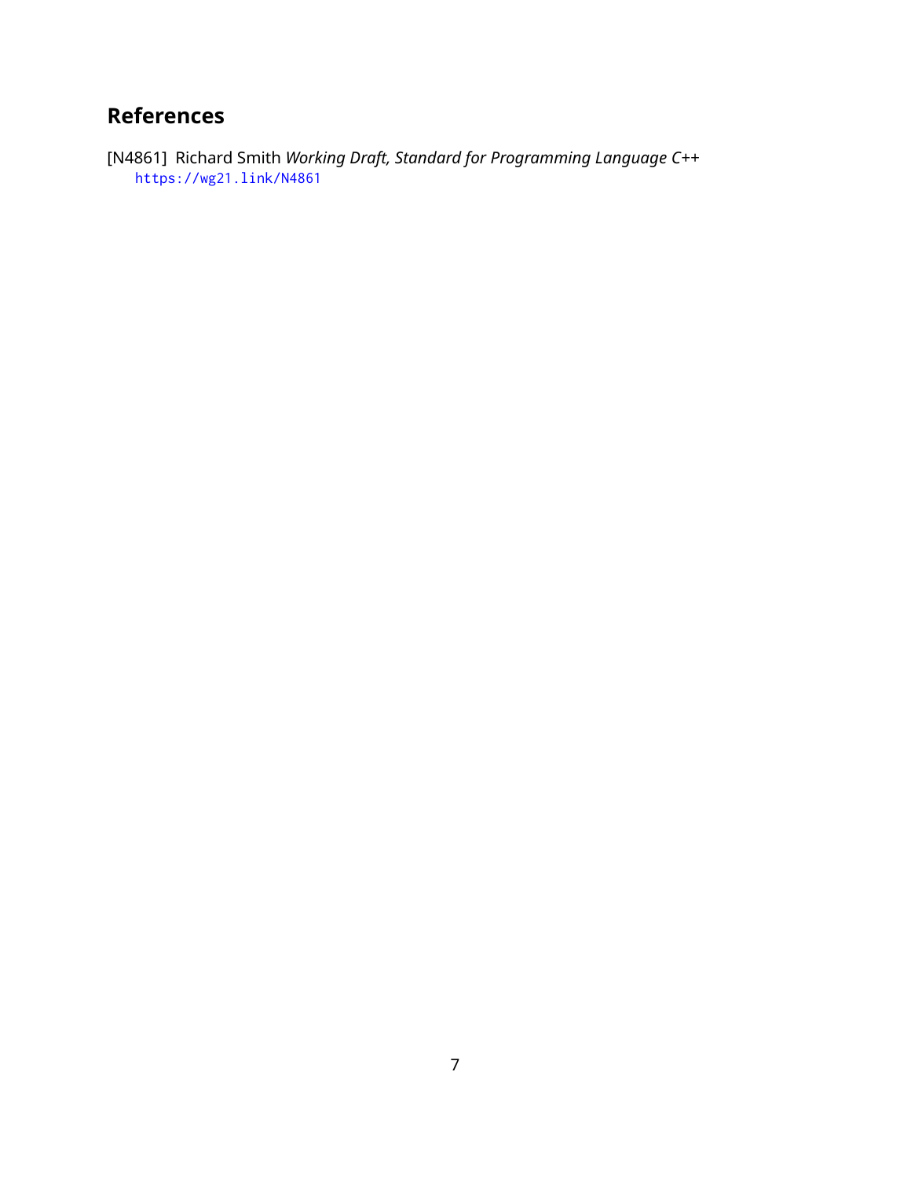# References

[N4861] Richard Smith *Working Draft, Standard for Programming Language C++*
https://wg21.link/N4861